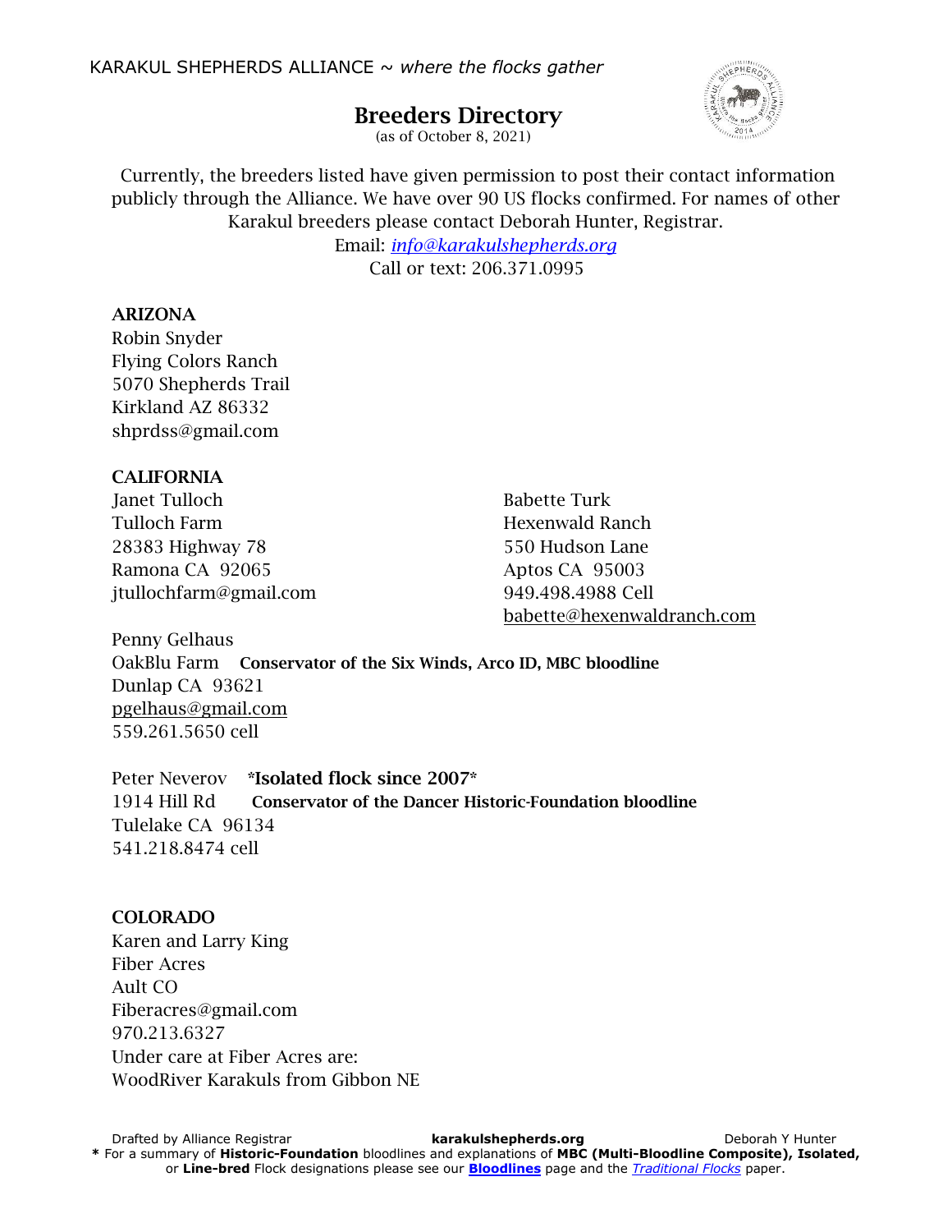KARAKUL SHEPHERDS ALLIANCE ~ *where the flocks gather*

# Breeders Directory

(as of October 8, 2021)

Currently, the breeders listed have given permission to post their contact information publicly through the Alliance. We have over 90 US flocks confirmed. For names of other Karakul breeders please contact Deborah Hunter, Registrar.
Email: *info@karakulshepherds.org*
Call or text: 206.371.0995

## ARIZONA

Robin Snyder
Flying Colors Ranch
5070 Shepherds Trail
Kirkland AZ 86332
shprdss@gmail.com

## CALIFORNIA

Janet Tulloch
Tulloch Farm
28383 Highway 78
Ramona CA 92065
jtullochfarm@gmail.com

Babette Turk
Hexenwald Ranch
550 Hudson Lane
Aptos CA 95003
949.498.4988 Cell
babette@hexenwaldranch.com

Penny Gelhaus
OakBlu Farm **Conservator of the Six Winds, Arco ID, MBC bloodline**
Dunlap CA 93621
pgelhaus@gmail.com
559.261.5650 cell

Peter Neverov **\*Isolated flock since 2007\***
1914 Hill Rd **Conservator of the Dancer Historic-Foundation bloodline**
Tulelake CA 96134
541.218.8474 cell

## COLORADO

Karen and Larry King
Fiber Acres
Ault CO
Fiberacres@gmail.com
970.213.6327
Under care at Fiber Acres are:
WoodRiver Karakuls from Gibbon NE

Drafted by Alliance Registrar **karakulshepherds.org** Deborah Y Hunter

**\*** For a summary of **Historic-Foundation** bloodlines and explanations of **MBC (Multi-Bloodline Composite), Isolated,** or **Line-bred** Flock designations please see our **Bloodlines** page and the *Traditional Flocks* paper.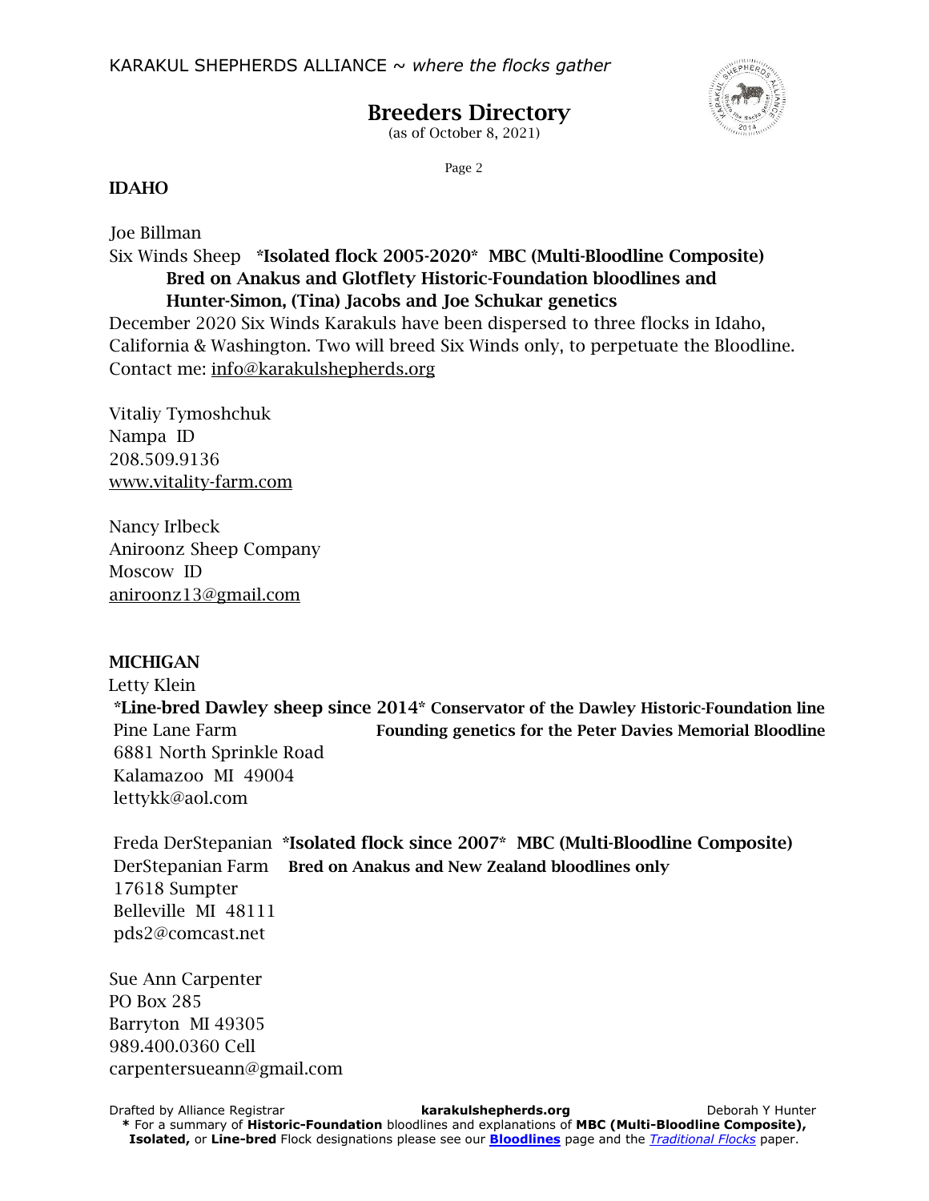## IDAHO

Joe Billman
Six Winds Sheep **\*Isolated flock 2005-2020\* MBC (Multi-Bloodline Composite)**
**Bred on Anakus and Glotflety Historic-Foundation bloodlines and Hunter-Simon, (Tina) Jacobs and Joe Schukar genetics**
December 2020 Six Winds Karakuls have been dispersed to three flocks in Idaho, California & Washington. Two will breed Six Winds only, to perpetuate the Bloodline.
Contact me: info@karakulshepherds.org

Vitaliy Tymoshchuk
Nampa ID
208.509.9136
www.vitality-farm.com

Nancy Irlbeck
Aniroonz Sheep Company
Moscow ID
aniroonz13@gmail.com

## MICHIGAN

Letty Klein
**\*Line-bred Dawley sheep since 2014\* Conservator of the Dawley Historic-Foundation line**
Pine Lane Farm **Founding genetics for the Peter Davies Memorial Bloodline**
6881 North Sprinkle Road
Kalamazoo MI 49004
lettykk@aol.com

Freda DerStepanian **\*Isolated flock since 2007\* MBC (Multi-Bloodline Composite)**
DerStepanian Farm **Bred on Anakus and New Zealand bloodlines only**
17618 Sumpter
Belleville MI 48111
pds2@comcast.net

Sue Ann Carpenter
PO Box 285
Barryton MI 49305
989.400.0360 Cell
carpentersueann@gmail.com

Drafted by Alliance Registrar **karakulshepherds.org** Deborah Y Hunter
**\*** For a summary of **Historic-Foundation** bloodlines and explanations of **MBC (Multi-Bloodline Composite), Isolated,** or **Line-bred** Flock designations please see our **Bloodlines** page and the *Traditional Flocks* paper.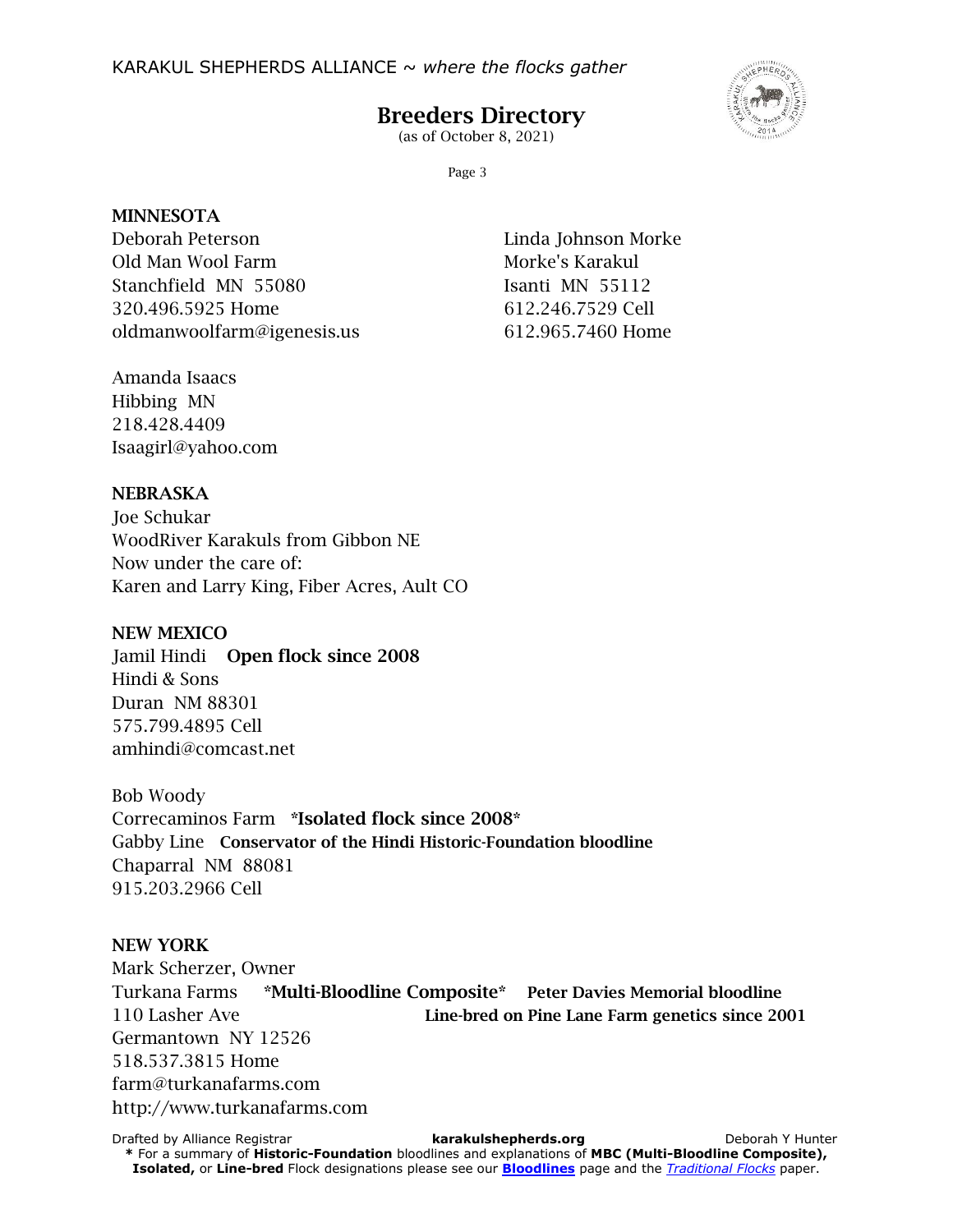## MINNESOTA

Deborah Peterson
Old Man Wool Farm
Stanchfield MN 55080
320.496.5925 Home
oldmanwoolfarm@igenesis.us

Linda Johnson Morke
Morke's Karakul
Isanti MN 55112
612.246.7529 Cell
612.965.7460 Home

Amanda Isaacs
Hibbing MN
218.428.4409
Isaagirl@yahoo.com

## NEBRASKA

Joe Schukar
WoodRiver Karakuls from Gibbon NE
Now under the care of:
Karen and Larry King, Fiber Acres, Ault CO

## NEW MEXICO

Jamil Hindi **Open flock since 2008**
Hindi & Sons
Duran NM 88301
575.799.4895 Cell
amhindi@comcast.net

Bob Woody
Correcaminos Farm **\*Isolated flock since 2008\***
Gabby Line **Conservator of the Hindi Historic-Foundation bloodline**
Chaparral NM 88081
915.203.2966 Cell

## NEW YORK

Mark Scherzer, Owner
Turkana Farms **\*Multi-Bloodline Composite\*** **Peter Davies Memorial bloodline**
110 Lasher Ave **Line-bred on Pine Lane Farm genetics since 2001**
Germantown NY 12526
518.537.3815 Home
farm@turkanafarms.com
http://www.turkanafarms.com

Drafted by Alliance Registrar **karakulshepherds.org** Deborah Y Hunter

**\*** For a summary of **Historic-Foundation** bloodlines and explanations of **MBC (Multi-Bloodline Composite), Isolated,** or **Line-bred** Flock designations please see our **Bloodlines** page and the *Traditional Flocks* paper.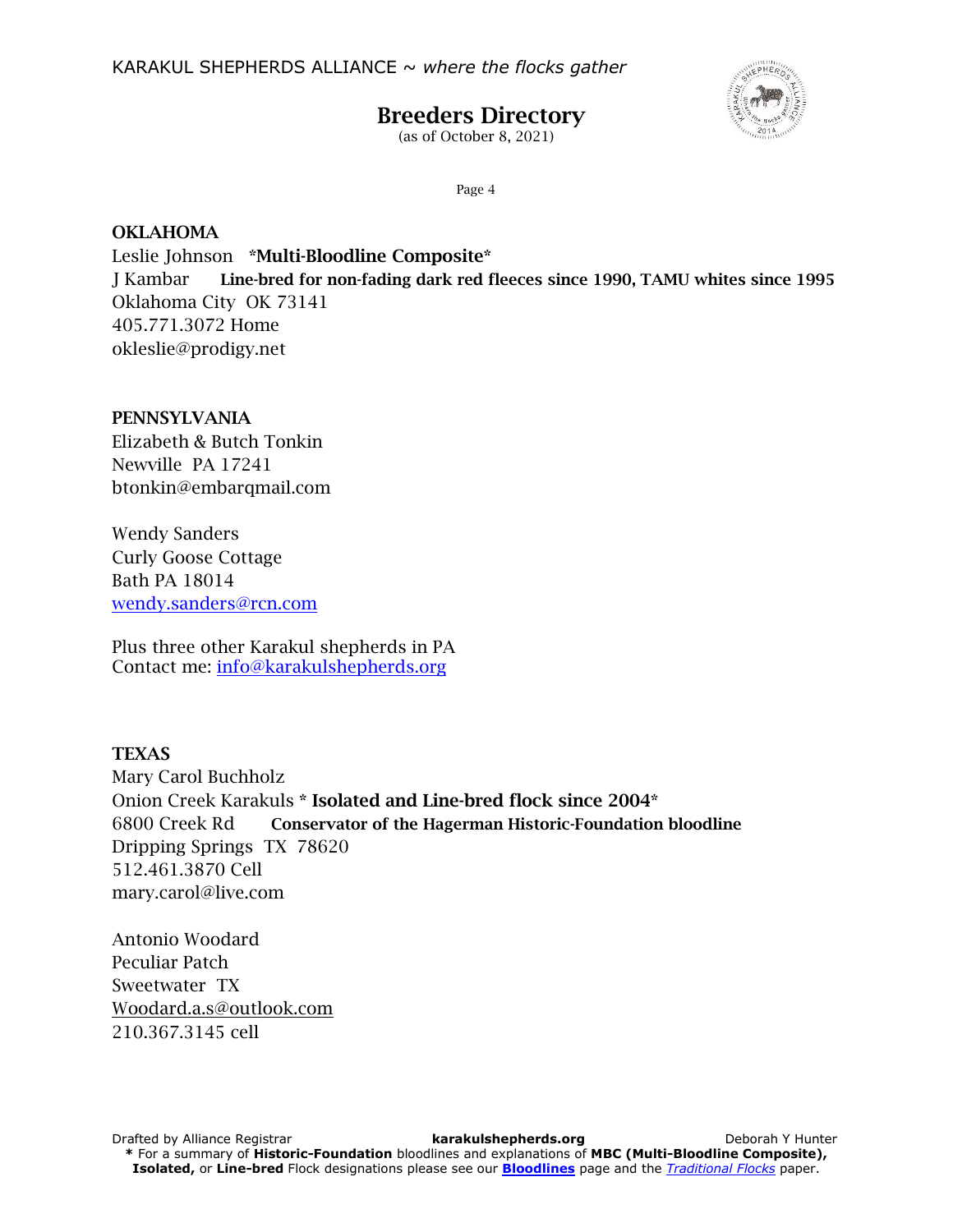## OKLAHOMA

Leslie Johnson **\*Multi-Bloodline Composite\***
J Kambar **Line-bred for non-fading dark red fleeces since 1990, TAMU whites since 1995**
Oklahoma City OK 73141
405.771.3072 Home
okleslie@prodigy.net

## PENNSYLVANIA

Elizabeth & Butch Tonkin
Newville PA 17241
btonkin@embarqmail.com

Wendy Sanders
Curly Goose Cottage
Bath PA 18014
wendy.sanders@rcn.com

Plus three other Karakul shepherds in PA
Contact me: info@karakulshepherds.org

## TEXAS

Mary Carol Buchholz
Onion Creek Karakuls **\* Isolated and Line-bred flock since 2004\***
6800 Creek Rd **Conservator of the Hagerman Historic-Foundation bloodline**
Dripping Springs TX 78620
512.461.3870 Cell
mary.carol@live.com

Antonio Woodard
Peculiar Patch
Sweetwater TX
Woodard.a.s@outlook.com
210.367.3145 cell

**\*** For a summary of **Historic-Foundation** bloodlines and explanations of **MBC (Multi-Bloodline Composite), Isolated,** or **Line-bred** Flock designations please see our **Bloodlines** page and the *Traditional Flocks* paper.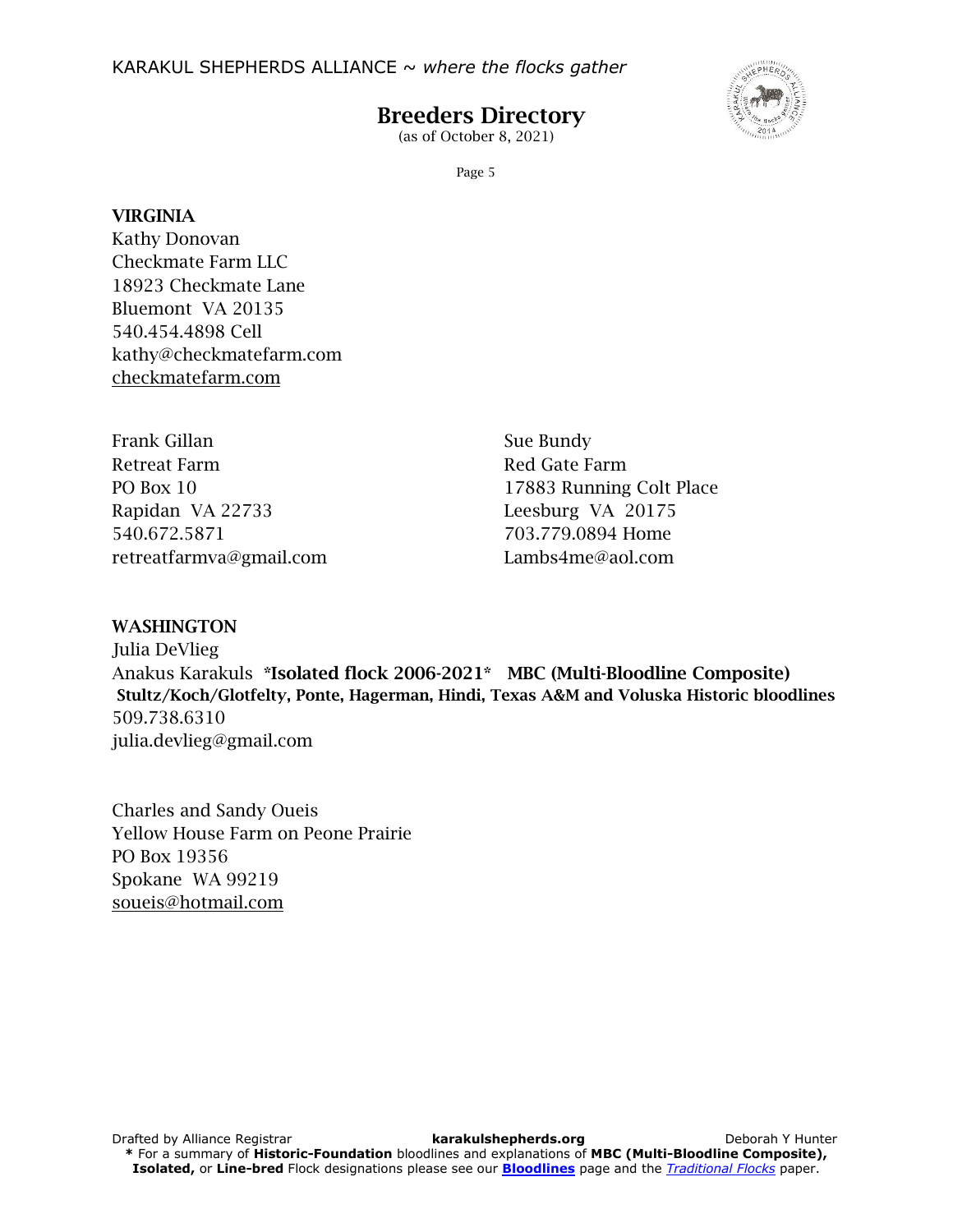## VIRGINIA

Kathy Donovan
Checkmate Farm LLC
18923 Checkmate Lane
Bluemont  VA 20135
540.454.4898 Cell
kathy@checkmatefarm.com
checkmatefarm.com

Frank Gillan
Retreat Farm
PO Box 10
Rapidan  VA 22733
540.672.5871
retreatfarmva@gmail.com

Sue Bundy
Red Gate Farm
17883 Running Colt Place
Leesburg  VA  20175
703.779.0894 Home
Lambs4me@aol.com

## WASHINGTON

Julia DeVlieg
Anakus Karakuls  ***Isolated flock 2006-2021***   **MBC (Multi-Bloodline Composite)**
**Stultz/Koch/Glotfelty, Ponte, Hagerman, Hindi, Texas A&M and Voluska Historic bloodlines**
509.738.6310
julia.devlieg@gmail.com

Charles and Sandy Oueis
Yellow House Farm on Peone Prairie
PO Box 19356
Spokane  WA 99219
soueis@hotmail.com

Drafted by Alliance Registrar  **karakulshepherds.org**  Deborah Y Hunter

**\*** For a summary of **Historic-Foundation** bloodlines and explanations of **MBC (Multi-Bloodline Composite), Isolated,** or **Line-bred** Flock designations please see our **Bloodlines** page and the *Traditional Flocks* paper.